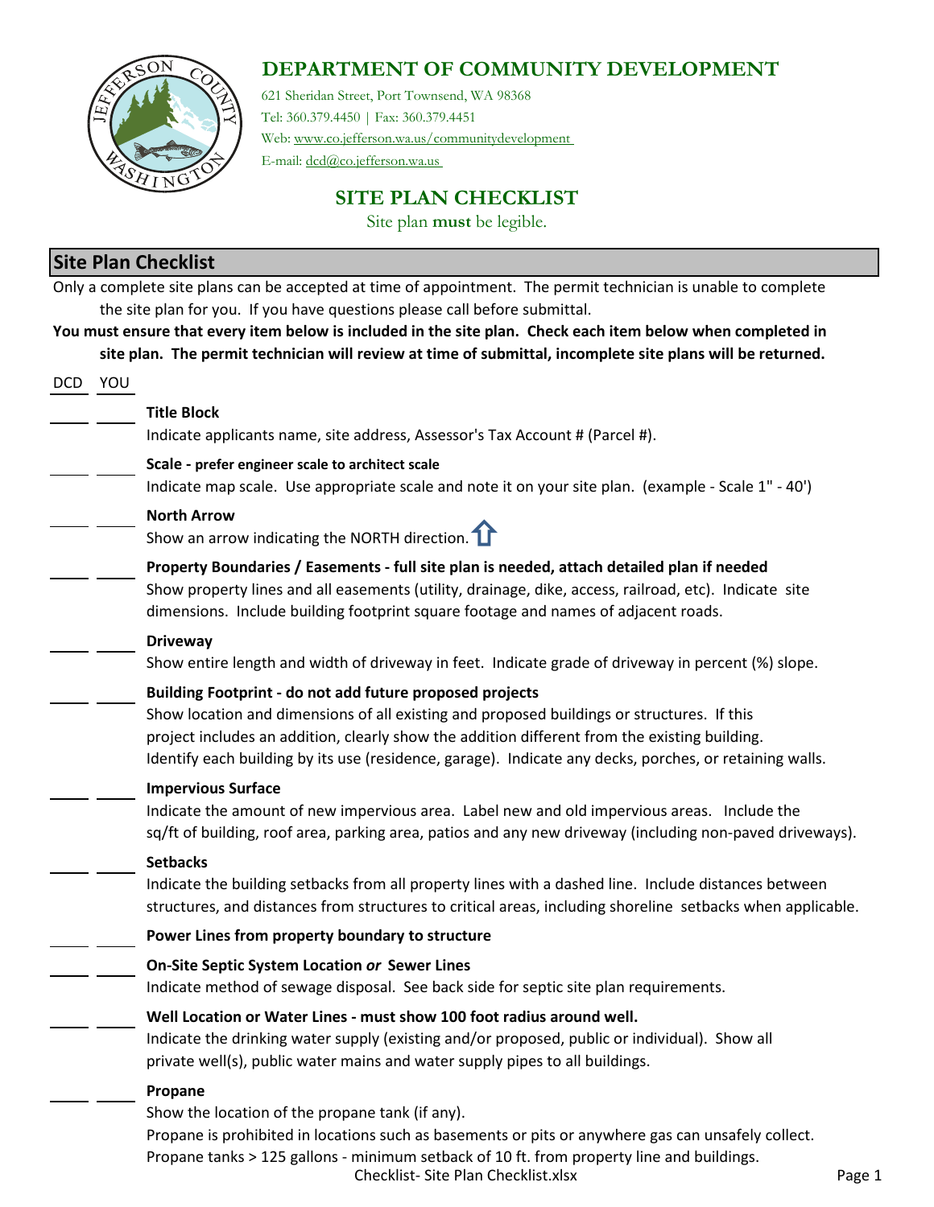# DEPARTMENT OF COMMUNITY DEVELOPMENT

621 Sheridan Street, Port Townsend, WA 98368
Tel: 360.379.4450 | Fax: 360.379.4451
Web: www.co.jefferson.wa.us/communitydevelopment
E-mail: dcd@co.jefferson.wa.us

## SITE PLAN CHECKLIST

Site plan **must** be legible.

## Site Plan Checklist

Only a complete site plans can be accepted at time of appointment. The permit technician is unable to complete the site plan for you. If you have questions please call before submittal.

**You must ensure that every item below is included in the site plan. Check each item below when completed in site plan. The permit technician will review at time of submittal, incomplete site plans will be returned.**

| DCD | YOU | |
|---|---|---|
| ____ | ____ | **Title Block**<br>Indicate applicants name, site address, Assessor's Tax Account # (Parcel #). |
| ____ | ____ | **Scale - prefer engineer scale to architect scale**<br>Indicate map scale. Use appropriate scale and note it on your site plan. (example - Scale 1" - 40') |
| ____ | ____ | **North Arrow**<br>Show an arrow indicating the NORTH direction. ⇧ |
| ____ | ____ | **Property Boundaries / Easements - full site plan is needed, attach detailed plan if needed**<br>Show property lines and all easements (utility, drainage, dike, access, railroad, etc). Indicate site dimensions. Include building footprint square footage and names of adjacent roads. |
| ____ | ____ | **Driveway**<br>Show entire length and width of driveway in feet. Indicate grade of driveway in percent (%) slope. |
| ____ | ____ | **Building Footprint - do not add future proposed projects**<br>Show location and dimensions of all existing and proposed buildings or structures. If this project includes an addition, clearly show the addition different from the existing building. Identify each building by its use (residence, garage). Indicate any decks, porches, or retaining walls. |
| ____ | ____ | **Impervious Surface**<br>Indicate the amount of new impervious area. Label new and old impervious areas. Include the sq/ft of building, roof area, parking area, patios and any new driveway (including non-paved driveways). |
| ____ | ____ | **Setbacks**<br>Indicate the building setbacks from all property lines with a dashed line. Include distances between structures, and distances from structures to critical areas, including shoreline setbacks when applicable. |
| ____ | ____ | **Power Lines from property boundary to structure** |
| ____ | ____ | **On-Site Septic System Location *or* Sewer Lines**<br>Indicate method of sewage disposal. See back side for septic site plan requirements. |
| ____ | ____ | **Well Location or Water Lines - must show 100 foot radius around well.**<br>Indicate the drinking water supply (existing and/or proposed, public or individual). Show all private well(s), public water mains and water supply pipes to all buildings. |
| ____ | ____ | **Propane**<br>Show the location of the propane tank (if any).<br>Propane is prohibited in locations such as basements or pits or anywhere gas can unsafely collect.<br>Propane tanks > 125 gallons - minimum setback of 10 ft. from property line and buildings. |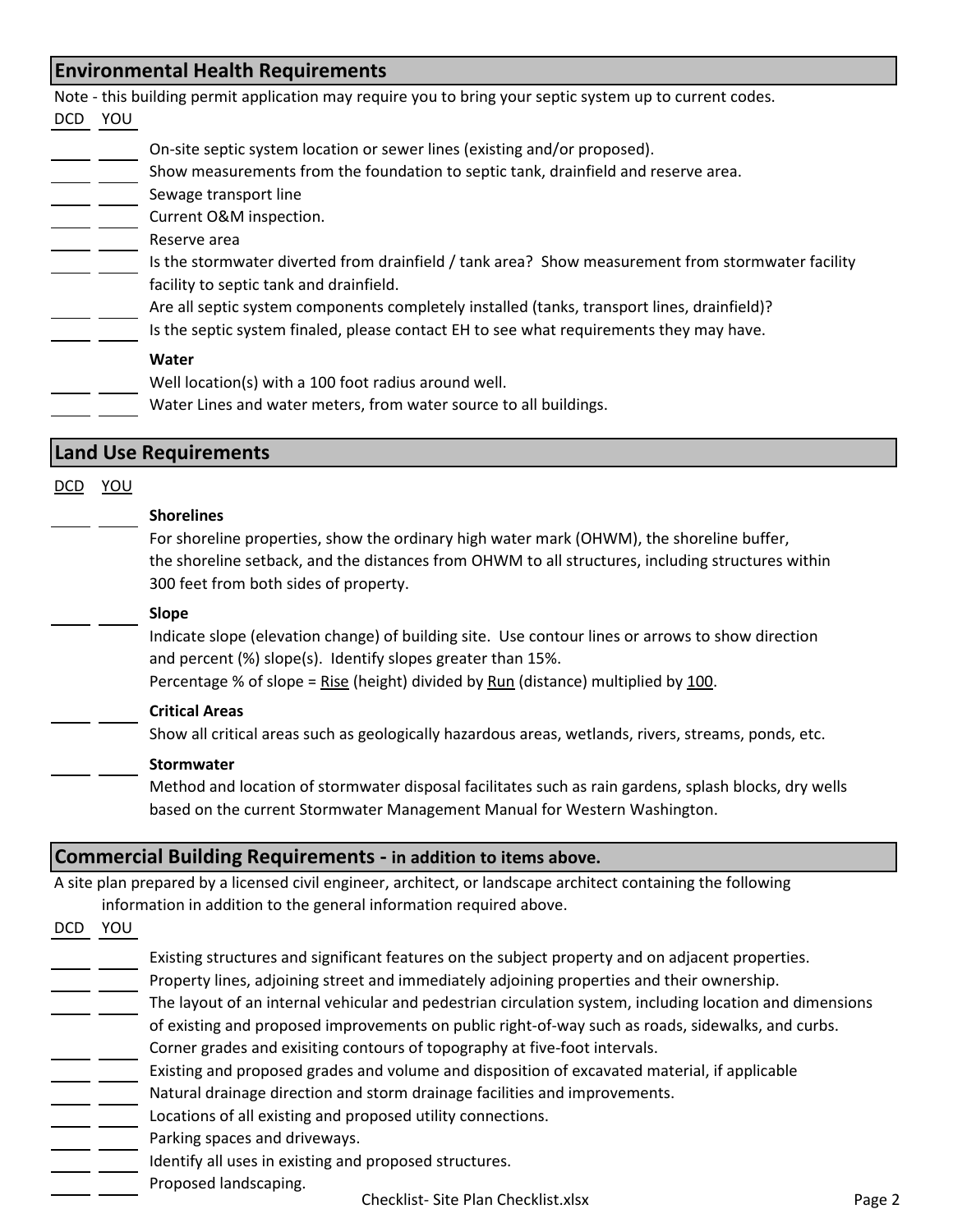## Environmental Health Requirements

Note - this building permit application may require you to bring your septic system up to current codes.

| DCD | YOU | |
|---|---|---|
| ____ | ____ | On-site septic system location or sewer lines (existing and/or proposed). |
| ____ | ____ | Show measurements from the foundation to septic tank, drainfield and reserve area. |
| ____ | ____ | Sewage transport line |
| ____ | ____ | Current O&M inspection. |
| ____ | ____ | Reserve area |
| ____ | ____ | Is the stormwater diverted from drainfield / tank area? Show measurement from stormwater facility facility to septic tank and drainfield. |
| ____ | ____ | Are all septic system components completely installed (tanks, transport lines, drainfield)? |
| ____ | ____ | Is the septic system finaled, please contact EH to see what requirements they may have. |
| | | **Water** |
| ____ | ____ | Well location(s) with a 100 foot radius around well. |
| ____ | ____ | Water Lines and water meters, from water source to all buildings. |

## Land Use Requirements

| DCD | YOU | |
|---|---|---|
| ____ | ____ | **Shorelines**<br>For shoreline properties, show the ordinary high water mark (OHWM), the shoreline buffer, the shoreline setback, and the distances from OHWM to all structures, including structures within 300 feet from both sides of property. |
| ____ | ____ | **Slope**<br>Indicate slope (elevation change) of building site. Use contour lines or arrows to show direction and percent (%) slope(s). Identify slopes greater than 15%.<br>Percentage % of slope = Rise (height) divided by Run (distance) multiplied by 100. |
| ____ | ____ | **Critical Areas**<br>Show all critical areas such as geologically hazardous areas, wetlands, rivers, streams, ponds, etc. |
| ____ | ____ | **Stormwater**<br>Method and location of stormwater disposal facilitates such as rain gardens, splash blocks, dry wells based on the current Stormwater Management Manual for Western Washington. |

## Commercial Building Requirements - in addition to items above.

A site plan prepared by a licensed civil engineer, architect, or landscape architect containing the following information in addition to the general information required above.

| DCD | YOU | |
|---|---|---|
| ____ | ____ | Existing structures and significant features on the subject property and on adjacent properties. |
| ____ | ____ | Property lines, adjoining street and immediately adjoining properties and their ownership. |
| ____ | ____ | The layout of an internal vehicular and pedestrian circulation system, including location and dimensions of existing and proposed improvements on public right-of-way such as roads, sidewalks, and curbs. |
| ____ | ____ | Corner grades and exisiting contours of topography at five-foot intervals. |
| ____ | ____ | Existing and proposed grades and volume and disposition of excavated material, if applicable |
| ____ | ____ | Natural drainage direction and storm drainage facilities and improvements. |
| ____ | ____ | Locations of all existing and proposed utility connections. |
| ____ | ____ | Parking spaces and driveways. |
| ____ | ____ | Identify all uses in existing and proposed structures. |
| ____ | ____ | Proposed landscaping. |